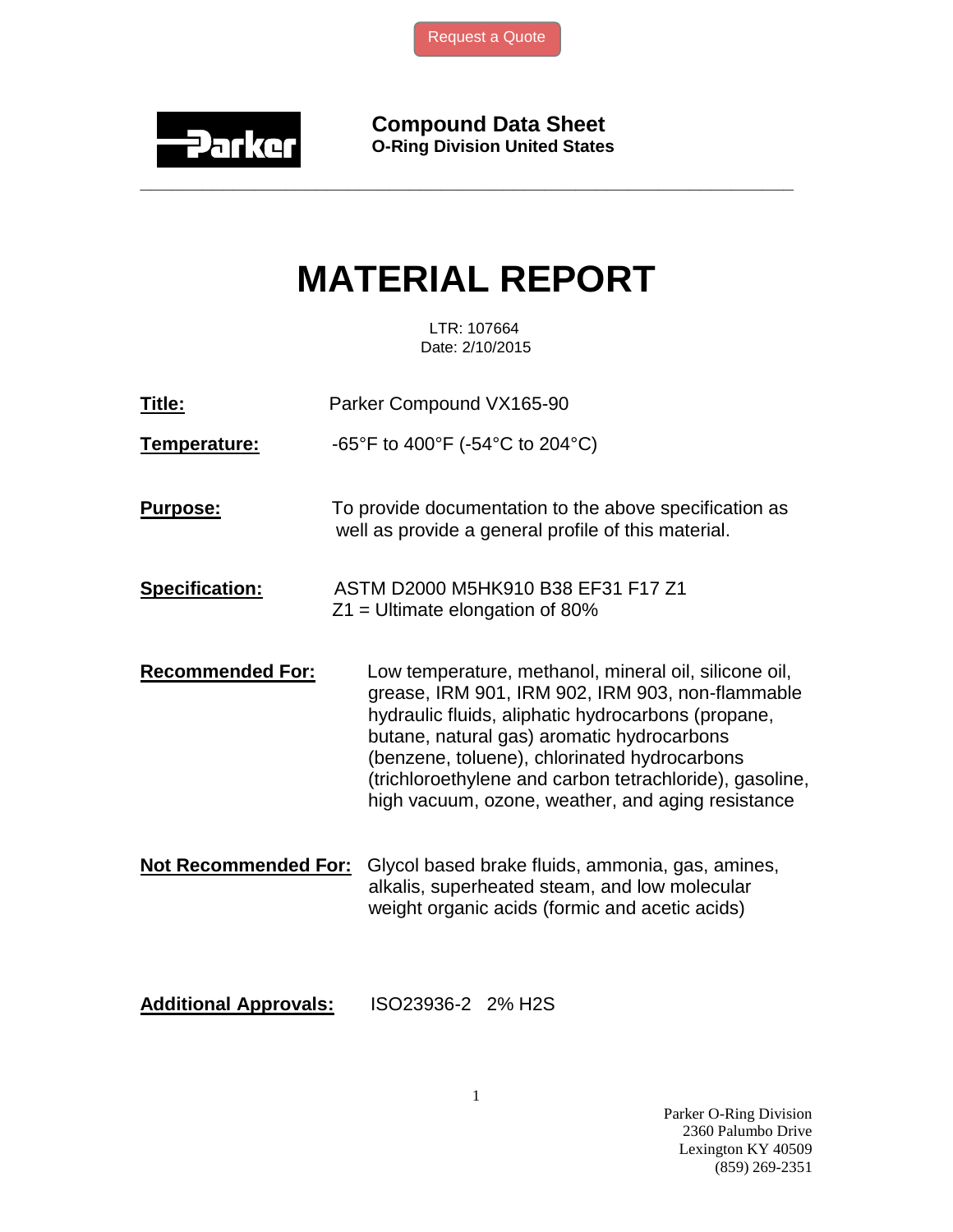Request a Quote

**Compound Data Sheet**
**O-Ring Division United States**

# MATERIAL REPORT

LTR: 107664
Date: 2/10/2015

**Title:** Parker Compound VX165-90

**Temperature:** -65°F to 400°F (-54°C to 204°C)

**Purpose:** To provide documentation to the above specification as well as provide a general profile of this material.

**Specification:** ASTM D2000 M5HK910 B38 EF31 F17 Z1
Z1 = Ultimate elongation of 80%

**Recommended For:** Low temperature, methanol, mineral oil, silicone oil, grease, IRM 901, IRM 902, IRM 903, non-flammable hydraulic fluids, aliphatic hydrocarbons (propane, butane, natural gas) aromatic hydrocarbons (benzene, toluene), chlorinated hydrocarbons (trichloroethylene and carbon tetrachloride), gasoline, high vacuum, ozone, weather, and aging resistance

**Not Recommended For:** Glycol based brake fluids, ammonia, gas, amines, alkalis, superheated steam, and low molecular weight organic acids (formic and acetic acids)

**Additional Approvals:** ISO23936-2 2% $H_2S$

Parker O-Ring Division
2360 Palumbo Drive
Lexington KY 40509
(859) 269-2351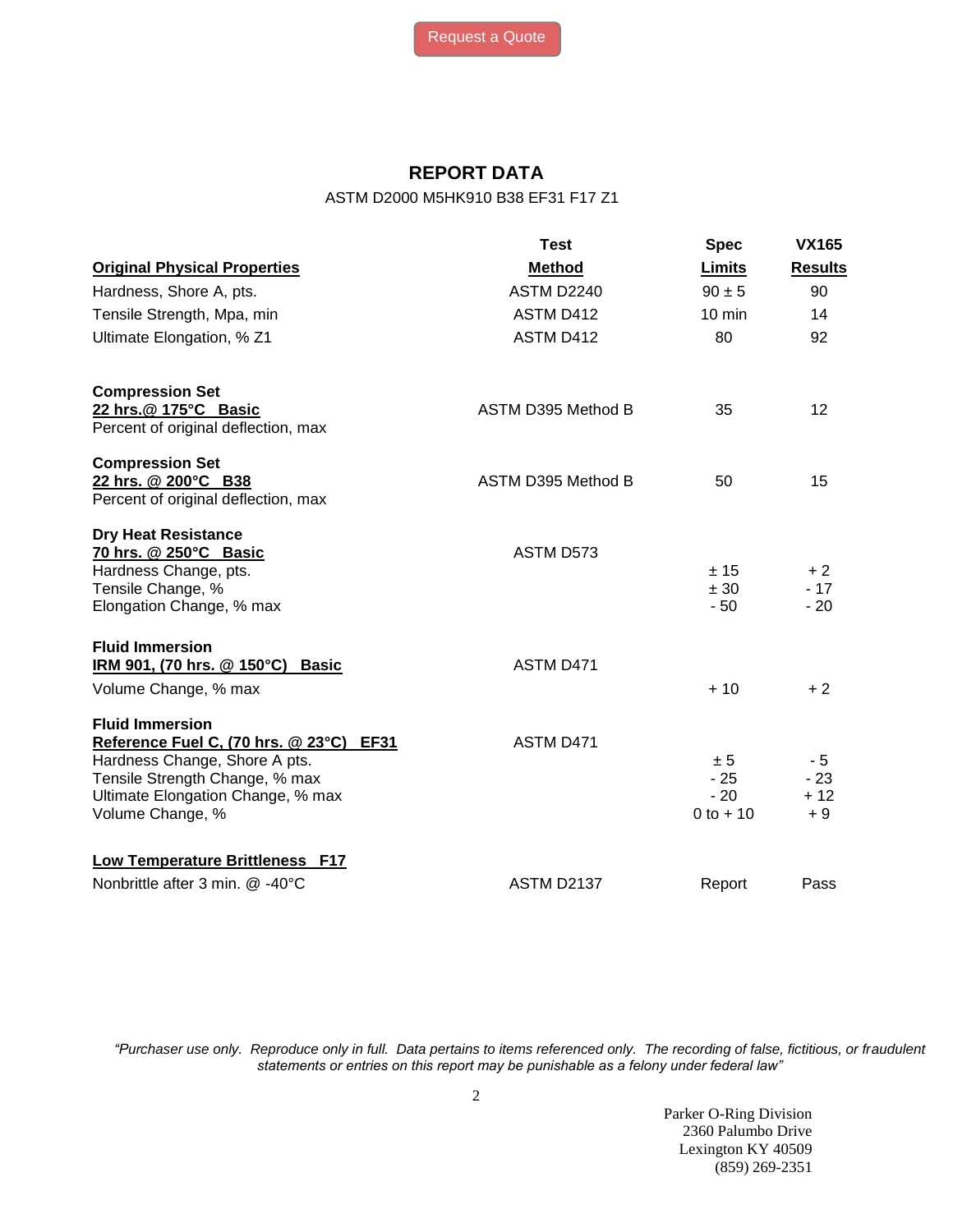Request a Quote

## REPORT DATA

ASTM D2000 M5HK910 B38 EF31 F17 Z1

| Original Physical Properties | Test Method | Spec Limits | VX165 Results |
|---|---|---|---|
| Hardness, Shore A, pts. | ASTM D2240 | 90 ± 5 | 90 |
| Tensile Strength, Mpa, min | ASTM D412 | 10 min | 14 |
| Ultimate Elongation, % Z1 | ASTM D412 | 80 | 92 |
| **Compression Set** | | | |
| **22 hrs.@ 175°C Basic** | | | |
| Percent of original deflection, max | ASTM D395 Method B | 35 | 12 |
| **Compression Set** | | | |
| **22 hrs. @ 200°C B38** | | | |
| Percent of original deflection, max | ASTM D395 Method B | 50 | 15 |
| **Dry Heat Resistance** | | | |
| **70 hrs. @ 250°C Basic** | ASTM D573 | | |
| Hardness Change, pts. | | ± 15 | + 2 |
| Tensile Change, % | | ± 30 | - 17 |
| Elongation Change, % max | | - 50 | - 20 |
| **Fluid Immersion** | | | |
| **IRM 901, (70 hrs. @ 150°C) Basic** | ASTM D471 | | |
| Volume Change, % max | | + 10 | + 2 |
| **Fluid Immersion** | | | |
| **Reference Fuel C, (70 hrs. @ 23°C) EF31** | ASTM D471 | | |
| Hardness Change, Shore A pts. | | ± 5 | - 5 |
| Tensile Strength Change, % max | | - 25 | - 23 |
| Ultimate Elongation Change, % max | | - 20 | + 12 |
| Volume Change, % | | 0 to + 10 | + 9 |
| **Low Temperature Brittleness F17** | | | |
| Nonbrittle after 3 min. @ -40°C | ASTM D2137 | Report | Pass |

*"Purchaser use only. Reproduce only in full. Data pertains to items referenced only. The recording of false, fictitious, or fraudulent statements or entries on this report may be punishable as a felony under federal law"*

Parker O-Ring Division
2360 Palumbo Drive
Lexington KY 40509
(859) 269-2351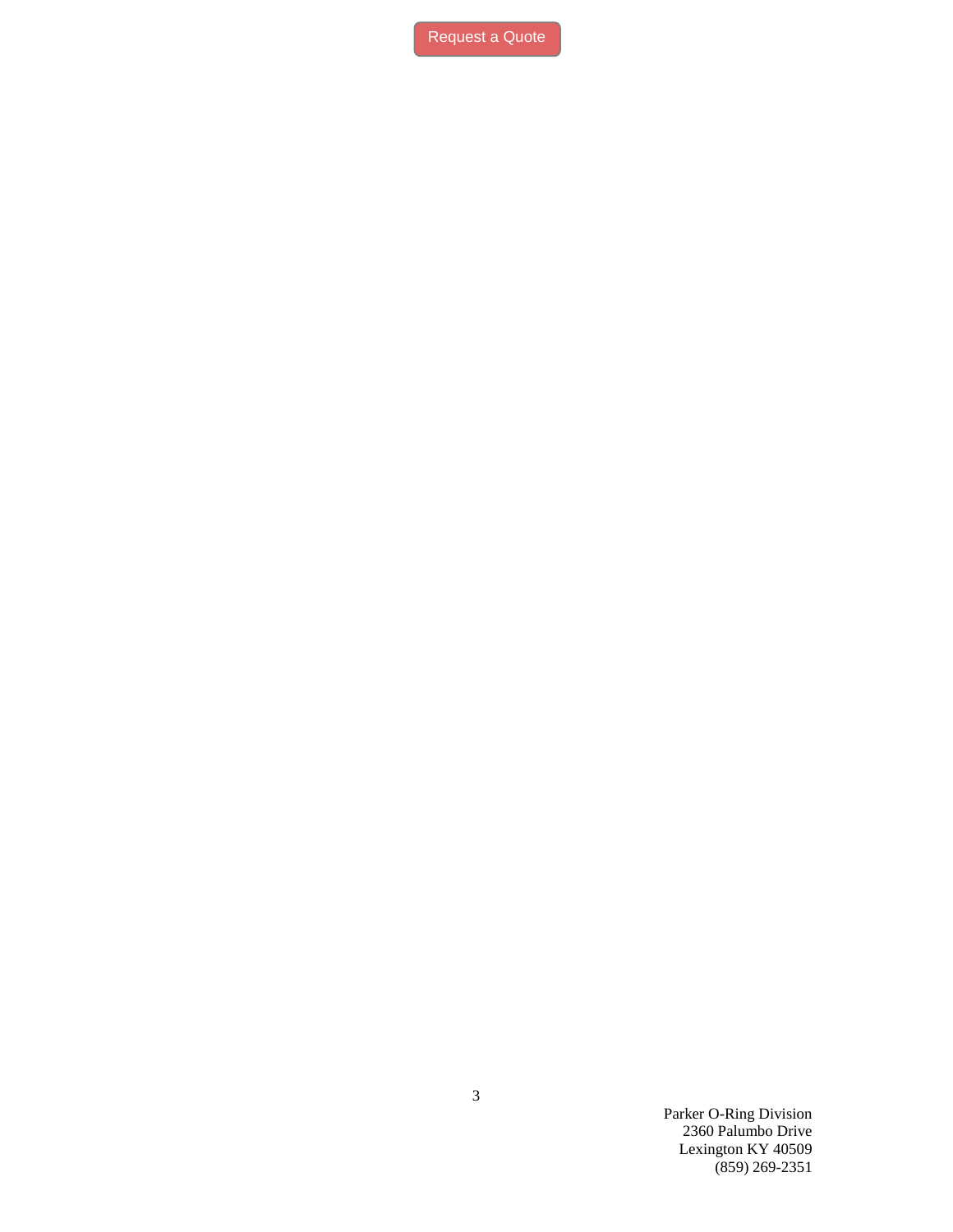Request a Quote

Parker O-Ring Division
2360 Palumbo Drive
Lexington KY 40509
(859) 269-2351